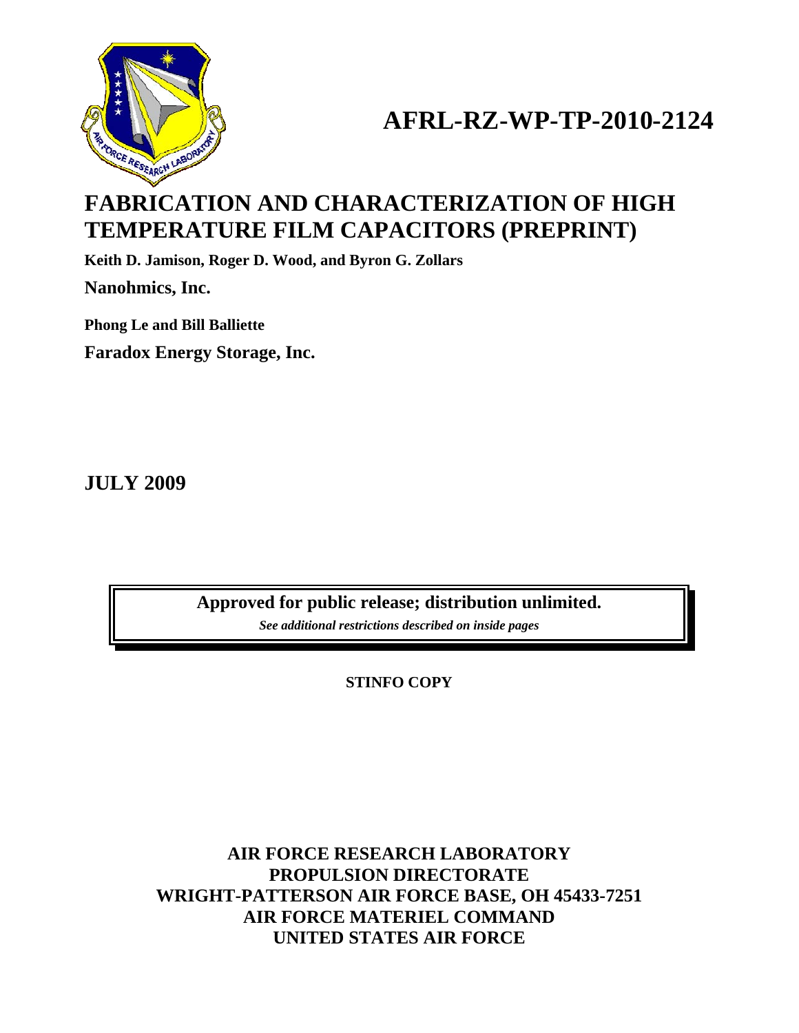# AFRL-RZ-WP-TP-2010-2124

# FABRICATION AND CHARACTERIZATION OF HIGH TEMPERATURE FILM CAPACITORS (PREPRINT)

**Keith D. Jamison, Roger D. Wood, and Byron G. Zollars**

**Nanohmics, Inc.**

**Phong Le and Bill Balliette**

**Faradox Energy Storage, Inc.**

**JULY 2009**

**Approved for public release; distribution unlimited.**

***See additional restrictions described on inside pages***

**STINFO COPY**

**AIR FORCE RESEARCH LABORATORY**
**PROPULSION DIRECTORATE**
**WRIGHT-PATTERSON AIR FORCE BASE, OH 45433-7251**
**AIR FORCE MATERIEL COMMAND**
**UNITED STATES AIR FORCE**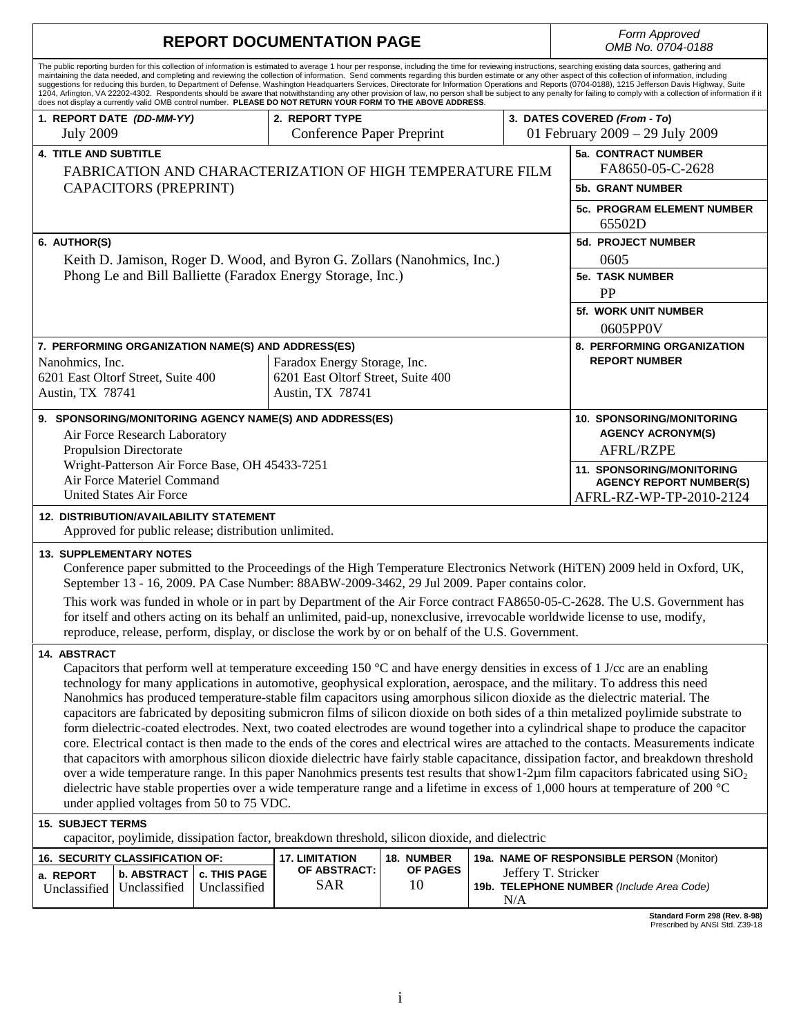# REPORT DOCUMENTATION PAGE

*Form Approved*
*OMB No. 0704-0188*

The public reporting burden for this collection of information is estimated to average 1 hour per response, including the time for reviewing instructions, searching existing data sources, gathering and maintaining the data needed, and completing and reviewing the collection of information. Send comments regarding this burden estimate or any other aspect of this collection of information, including suggestions for reducing this burden, to Department of Defense, Washington Headquarters Services, Directorate for Information Operations and Reports (0704-0188), 1215 Jefferson Davis Highway, Suite 1204, Arlington, VA 22202-4302. Respondents should be aware that notwithstanding any other provision of law, no person shall be subject to any penalty for failing to comply with a collection of information if it does not display a currently valid OMB control number. **PLEASE DO NOT RETURN YOUR FORM TO THE ABOVE ADDRESS**.

| 1. REPORT DATE *(DD-MM-YY)* | 2. REPORT TYPE | 3. DATES COVERED *(From - To)* |
|---|---|---|
| July 2009 | Conference Paper Preprint | 01 February 2009 – 29 July 2009 |

**4. TITLE AND SUBTITLE**
FABRICATION AND CHARACTERIZATION OF HIGH TEMPERATURE FILM CAPACITORS (PREPRINT)

**5a. CONTRACT NUMBER**
FA8650-05-C-2628

**5b. GRANT NUMBER**

**5c. PROGRAM ELEMENT NUMBER**
65502D

**6. AUTHOR(S)**
Keith D. Jamison, Roger D. Wood, and Byron G. Zollars (Nanohmics, Inc.)
Phong Le and Bill Balliette (Faradox Energy Storage, Inc.)

**5d. PROJECT NUMBER**
0605

**5e. TASK NUMBER**
PP

**5f. WORK UNIT NUMBER**
0605PP0V

**7. PERFORMING ORGANIZATION NAME(S) AND ADDRESS(ES)**

Nanohmics, Inc.
6201 East Oltorf Street, Suite 400
Austin, TX 78741

Faradox Energy Storage, Inc.
6201 East Oltorf Street, Suite 400
Austin, TX 78741

**8. PERFORMING ORGANIZATION REPORT NUMBER**

**9. SPONSORING/MONITORING AGENCY NAME(S) AND ADDRESS(ES)**
Air Force Research Laboratory
Propulsion Directorate
Wright-Patterson Air Force Base, OH 45433-7251
Air Force Materiel Command
United States Air Force

**10. SPONSORING/MONITORING AGENCY ACRONYM(S)**
AFRL/RZPE

**11. SPONSORING/MONITORING AGENCY REPORT NUMBER(S)**
AFRL-RZ-WP-TP-2010-2124

**12. DISTRIBUTION/AVAILABILITY STATEMENT**
Approved for public release; distribution unlimited.

**13. SUPPLEMENTARY NOTES**
Conference paper submitted to the Proceedings of the High Temperature Electronics Network (HiTEN) 2009 held in Oxford, UK, September 13 - 16, 2009. PA Case Number: 88ABW-2009-3462, 29 Jul 2009. Paper contains color.

This work was funded in whole or in part by Department of the Air Force contract FA8650-05-C-2628. The U.S. Government has for itself and others acting on its behalf an unlimited, paid-up, nonexclusive, irrevocable worldwide license to use, modify, reproduce, release, perform, display, or disclose the work by or on behalf of the U.S. Government.

**14. ABSTRACT**
Capacitors that perform well at temperature exceeding 150 °C and have energy densities in excess of 1 J/cc are an enabling technology for many applications in automotive, geophysical exploration, aerospace, and the military. To address this need Nanohmics has produced temperature-stable film capacitors using amorphous silicon dioxide as the dielectric material. The capacitors are fabricated by depositing submicron films of silicon dioxide on both sides of a thin metalized poylimide substrate to form dielectric-coated electrodes. Next, two coated electrodes are wound together into a cylindrical shape to produce the capacitor core. Electrical contact is then made to the ends of the cores and electrical wires are attached to the contacts. Measurements indicate that capacitors with amorphous silicon dioxide dielectric have fairly stable capacitance, dissipation factor, and breakdown threshold over a wide temperature range. In this paper Nanohmics presents test results that show1-2µm film capacitors fabricated using $SiO_2$ dielectric have stable properties over a wide temperature range and a lifetime in excess of 1,000 hours at temperature of 200 °C under applied voltages from 50 to 75 VDC.

**15. SUBJECT TERMS**
capacitor, poylimide, dissipation factor, breakdown threshold, silicon dioxide, and dielectric

| 16. SECURITY CLASSIFICATION OF: | | | 17. LIMITATION OF ABSTRACT: | 18. NUMBER OF PAGES | 19a. NAME OF RESPONSIBLE PERSON (Monitor) |
|---|---|---|---|---|---|
| a. REPORT | b. ABSTRACT | c. THIS PAGE | | | |
| Unclassified | Unclassified | Unclassified | SAR | 10 | Jeffery T. Stricker<br>19b. TELEPHONE NUMBER *(Include Area Code)*<br>N/A |

Standard Form 298 (Rev. 8-98)
Prescribed by ANSI Std. Z39-18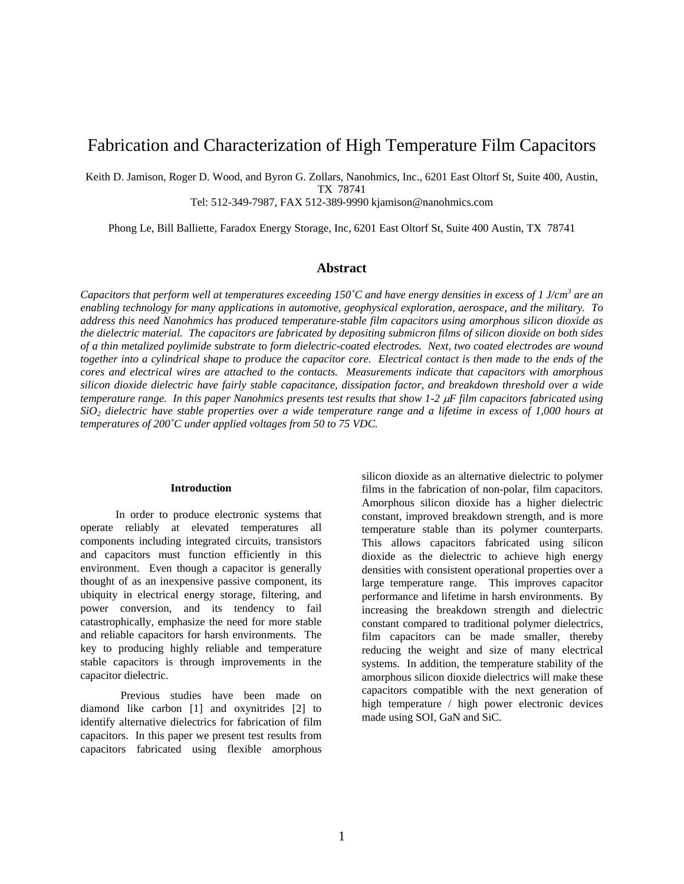# Fabrication and Characterization of High Temperature Film Capacitors

Keith D. Jamison, Roger D. Wood, and Byron G. Zollars, Nanohmics, Inc., 6201 East Oltorf St, Suite 400, Austin, TX 78741
Tel: 512-349-7987, FAX 512-389-9990 kjamison@nanohmics.com

Phong Le, Bill Balliette, Faradox Energy Storage, Inc, 6201 East Oltorf St, Suite 400 Austin, TX 78741

## Abstract

*Capacitors that perform well at temperatures exceeding 150˚C and have energy densities in excess of 1 J/cm$^3$ are an enabling technology for many applications in automotive, geophysical exploration, aerospace, and the military. To address this need Nanohmics has produced temperature-stable film capacitors using amorphous silicon dioxide as the dielectric material. The capacitors are fabricated by depositing submicron films of silicon dioxide on both sides of a thin metalized poylimide substrate to form dielectric-coated electrodes. Next, two coated electrodes are wound together into a cylindrical shape to produce the capacitor core. Electrical contact is then made to the ends of the cores and electrical wires are attached to the contacts. Measurements indicate that capacitors with amorphous silicon dioxide dielectric have fairly stable capacitance, dissipation factor, and breakdown threshold over a wide temperature range. In this paper Nanohmics presents test results that show 1-2 $\mu$F film capacitors fabricated using $SiO_2$ dielectric have stable properties over a wide temperature range and a lifetime in excess of 1,000 hours at temperatures of 200˚C under applied voltages from 50 to 75 VDC.*

### Introduction

In order to produce electronic systems that operate reliably at elevated temperatures all components including integrated circuits, transistors and capacitors must function efficiently in this environment. Even though a capacitor is generally thought of as an inexpensive passive component, its ubiquity in electrical energy storage, filtering, and power conversion, and its tendency to fail catastrophically, emphasize the need for more stable and reliable capacitors for harsh environments. The key to producing highly reliable and temperature stable capacitors is through improvements in the capacitor dielectric.

Previous studies have been made on diamond like carbon [1] and oxynitrides [2] to identify alternative dielectrics for fabrication of film capacitors. In this paper we present test results from capacitors fabricated using flexible amorphous silicon dioxide as an alternative dielectric to polymer films in the fabrication of non-polar, film capacitors. Amorphous silicon dioxide has a higher dielectric constant, improved breakdown strength, and is more temperature stable than its polymer counterparts. This allows capacitors fabricated using silicon dioxide as the dielectric to achieve high energy densities with consistent operational properties over a large temperature range. This improves capacitor performance and lifetime in harsh environments. By increasing the breakdown strength and dielectric constant compared to traditional polymer dielectrics, film capacitors can be made smaller, thereby reducing the weight and size of many electrical systems. In addition, the temperature stability of the amorphous silicon dioxide dielectrics will make these capacitors compatible with the next generation of high temperature / high power electronic devices made using SOI, GaN and SiC.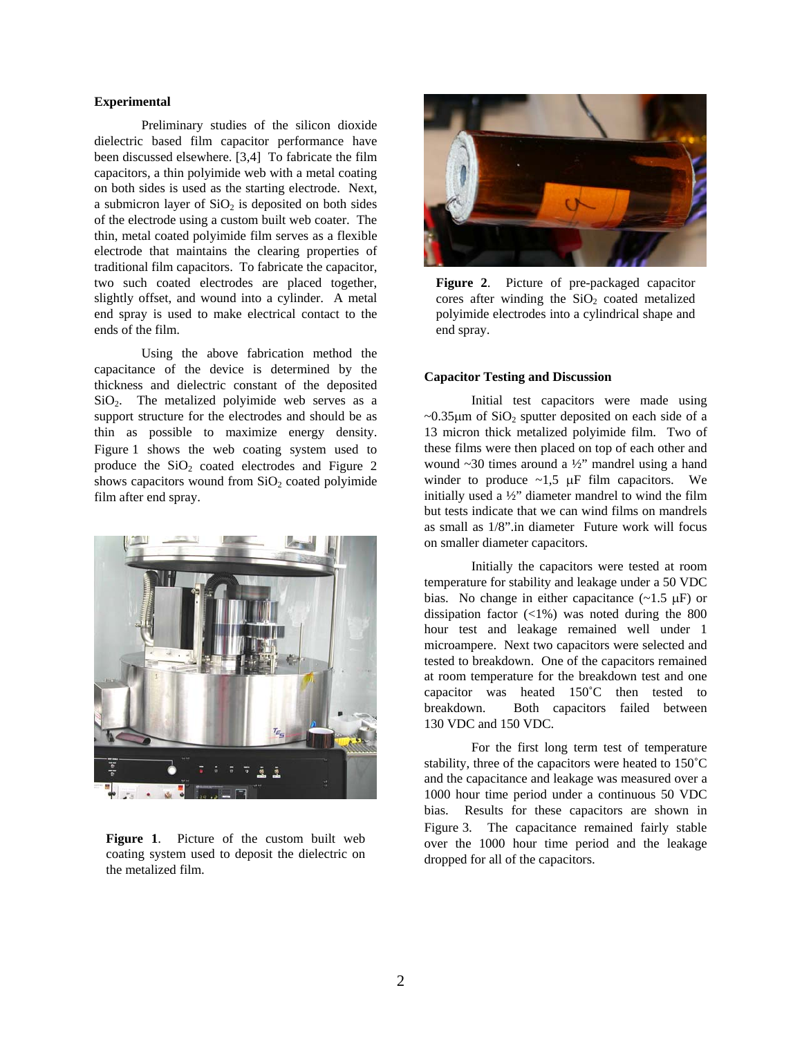### Experimental

Preliminary studies of the silicon dioxide dielectric based film capacitor performance have been discussed elsewhere. [3,4] To fabricate the film capacitors, a thin polyimide web with a metal coating on both sides is used as the starting electrode. Next, a submicron layer of $SiO_2$ is deposited on both sides of the electrode using a custom built web coater. The thin, metal coated polyimide film serves as a flexible electrode that maintains the clearing properties of traditional film capacitors. To fabricate the capacitor, two such coated electrodes are placed together, slightly offset, and wound into a cylinder. A metal end spray is used to make electrical contact to the ends of the film.

Using the above fabrication method the capacitance of the device is determined by the thickness and dielectric constant of the deposited $SiO_2$. The metalized polyimide web serves as a support structure for the electrodes and should be as thin as possible to maximize energy density. Figure 1 shows the web coating system used to produce the $SiO_2$ coated electrodes and Figure 2 shows capacitors wound from $SiO_2$ coated polyimide film after end spray.

**Figure 1**. Picture of the custom built web coating system used to deposit the dielectric on the metalized film.

**Figure 2**. Picture of pre-packaged capacitor cores after winding the $SiO_2$ coated metalized polyimide electrodes into a cylindrical shape and end spray.

### Capacitor Testing and Discussion

Initial test capacitors were made using ~0.35μm of $SiO_2$ sputter deposited on each side of a 13 micron thick metalized polyimide film. Two of these films were then placed on top of each other and wound ~30 times around a ½" mandrel using a hand winder to produce ~1,5 μF film capacitors. We initially used a ½" diameter mandrel to wind the film but tests indicate that we can wind films on mandrels as small as 1/8".in diameter Future work will focus on smaller diameter capacitors.

Initially the capacitors were tested at room temperature for stability and leakage under a 50 VDC bias. No change in either capacitance (~1.5 μF) or dissipation factor (<1%) was noted during the 800 hour test and leakage remained well under 1 microampere. Next two capacitors were selected and tested to breakdown. One of the capacitors remained at room temperature for the breakdown test and one capacitor was heated 150˚C then tested to breakdown. Both capacitors failed between 130 VDC and 150 VDC.

For the first long term test of temperature stability, three of the capacitors were heated to 150˚C and the capacitance and leakage was measured over a 1000 hour time period under a continuous 50 VDC bias. Results for these capacitors are shown in Figure 3. The capacitance remained fairly stable over the 1000 hour time period and the leakage dropped for all of the capacitors.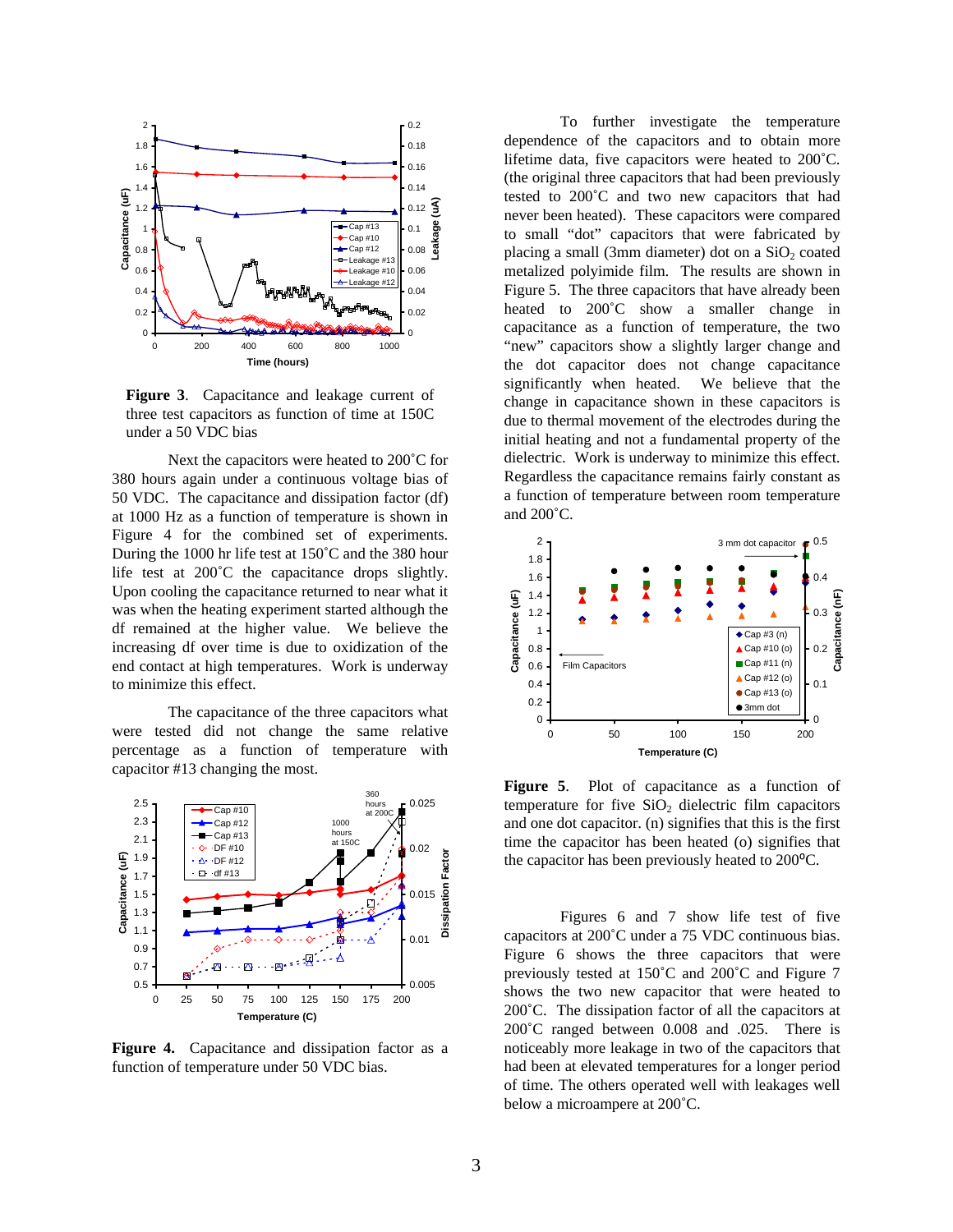**Figure 3**. Capacitance and leakage current of three test capacitors as function of time at 150C under a 50 VDC bias

Next the capacitors were heated to 200˚C for 380 hours again under a continuous voltage bias of 50 VDC. The capacitance and dissipation factor (df) at 1000 Hz as a function of temperature is shown in Figure 4 for the combined set of experiments. During the 1000 hr life test at 150˚C and the 380 hour life test at 200˚C the capacitance drops slightly. Upon cooling the capacitance returned to near what it was when the heating experiment started although the df remained at the higher value. We believe the increasing df over time is due to oxidization of the end contact at high temperatures. Work is underway to minimize this effect.

The capacitance of the three capacitors what were tested did not change the same relative percentage as a function of temperature with capacitor #13 changing the most.

**Figure 4.** Capacitance and dissipation factor as a function of temperature under 50 VDC bias.

To further investigate the temperature dependence of the capacitors and to obtain more lifetime data, five capacitors were heated to 200˚C. (the original three capacitors that had been previously tested to 200˚C and two new capacitors that had never been heated). These capacitors were compared to small "dot" capacitors that were fabricated by placing a small (3mm diameter) dot on a $SiO_2$ coated metalized polyimide film. The results are shown in Figure 5. The three capacitors that have already been heated to 200˚C show a smaller change in capacitance as a function of temperature, the two "new" capacitors show a slightly larger change and the dot capacitor does not change capacitance significantly when heated. We believe that the change in capacitance shown in these capacitors is due to thermal movement of the electrodes during the initial heating and not a fundamental property of the dielectric. Work is underway to minimize this effect. Regardless the capacitance remains fairly constant as a function of temperature between room temperature and 200˚C.

**Figure 5**. Plot of capacitance as a function of temperature for five $SiO_2$ dielectric film capacitors and one dot capacitor. (n) signifies that this is the first time the capacitor has been heated (o) signifies that the capacitor has been previously heated to 200ºC.

Figures 6 and 7 show life test of five capacitors at 200˚C under a 75 VDC continuous bias. Figure 6 shows the three capacitors that were previously tested at 150˚C and 200˚C and Figure 7 shows the two new capacitor that were heated to 200˚C. The dissipation factor of all the capacitors at 200˚C ranged between 0.008 and .025. There is noticeably more leakage in two of the capacitors that had been at elevated temperatures for a longer period of time. The others operated well with leakages well below a microampere at 200˚C.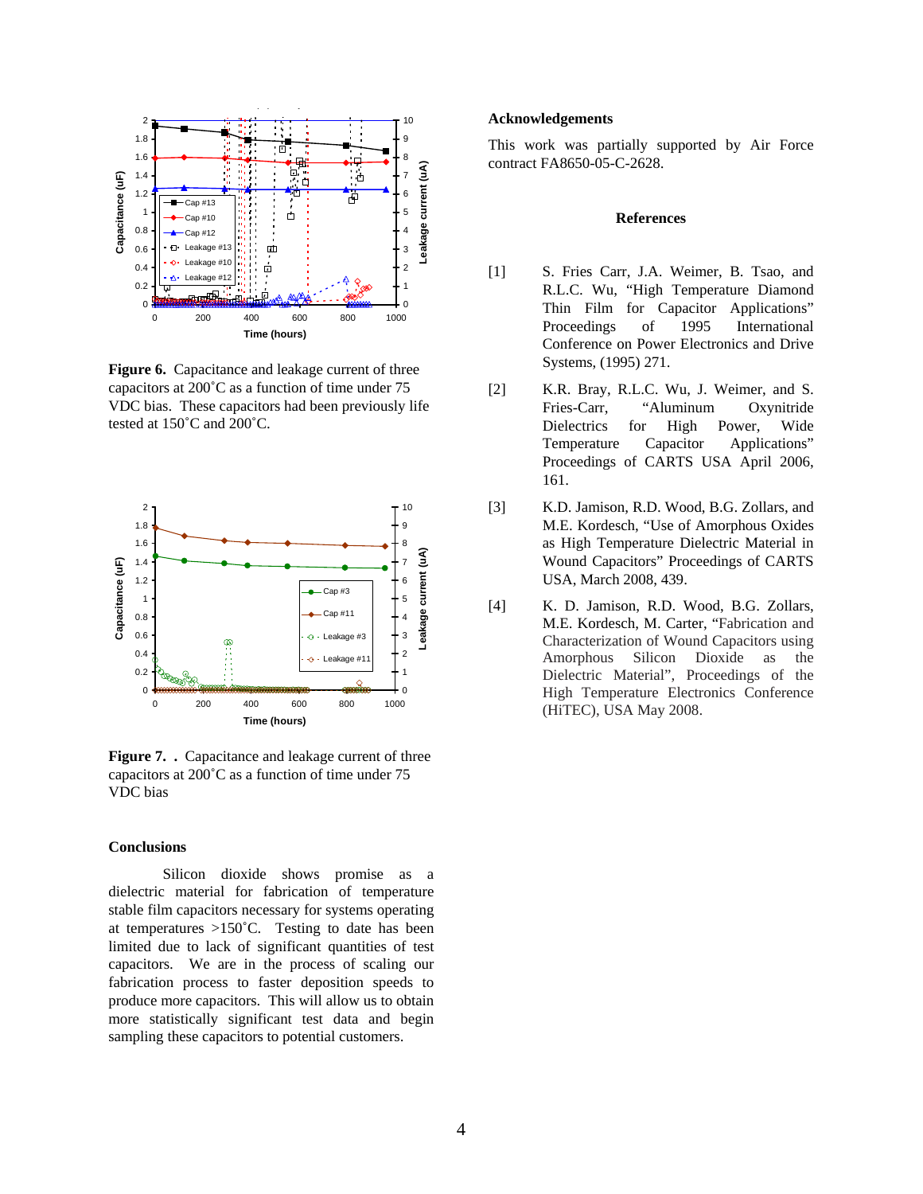2
1.8
1.6
1.4
1.2
1
0.8
0.6
0.4
0.2
0

Capacitance (uF)

10
9
8
7
6
5
4
3
2
1
0

Leakage current (uA)

0 200 400 600 800 1000

Time (hours)

Cap #13
Cap #10
Cap #12
Leakage #13
Leakage #10
Leakage #12

**Figure 6.** Capacitance and leakage current of three capacitors at 200˚C as a function of time under 75 VDC bias. These capacitors had been previously life tested at 150˚C and 200˚C.

2
1.8
1.6
1.4
1.2
1
0.8
0.6
0.4
0.2
0

Capacitance (uF)

10
9
8
7
6
5
4
3
2
1
0

Leakage current (uA)

0 200 400 600 800 1000

Time (hours)

Cap #3
Cap #11
Leakage #3
Leakage #11

**Figure 7. .** Capacitance and leakage current of three capacitors at 200˚C as a function of time under 75 VDC bias

### Conclusions

Silicon dioxide shows promise as a dielectric material for fabrication of temperature stable film capacitors necessary for systems operating at temperatures >150˚C. Testing to date has been limited due to lack of significant quantities of test capacitors. We are in the process of scaling our fabrication process to faster deposition speeds to produce more capacitors. This will allow us to obtain more statistically significant test data and begin sampling these capacitors to potential customers.

### Acknowledgements

This work was partially supported by Air Force contract FA8650-05-C-2628.

### References

[1] S. Fries Carr, J.A. Weimer, B. Tsao, and R.L.C. Wu, "High Temperature Diamond Thin Film for Capacitor Applications" Proceedings of 1995 International Conference on Power Electronics and Drive Systems, (1995) 271.

[2] K.R. Bray, R.L.C. Wu, J. Weimer, and S. Fries-Carr, "Aluminum Oxynitride Dielectrics for High Power, Wide Temperature Capacitor Applications" Proceedings of CARTS USA April 2006, 161.

[3] K.D. Jamison, R.D. Wood, B.G. Zollars, and M.E. Kordesch, "Use of Amorphous Oxides as High Temperature Dielectric Material in Wound Capacitors" Proceedings of CARTS USA, March 2008, 439.

[4] K. D. Jamison, R.D. Wood, B.G. Zollars, M.E. Kordesch, M. Carter, "Fabrication and Characterization of Wound Capacitors using Amorphous Silicon Dioxide as the Dielectric Material", Proceedings of the High Temperature Electronics Conference (HiTEC), USA May 2008.